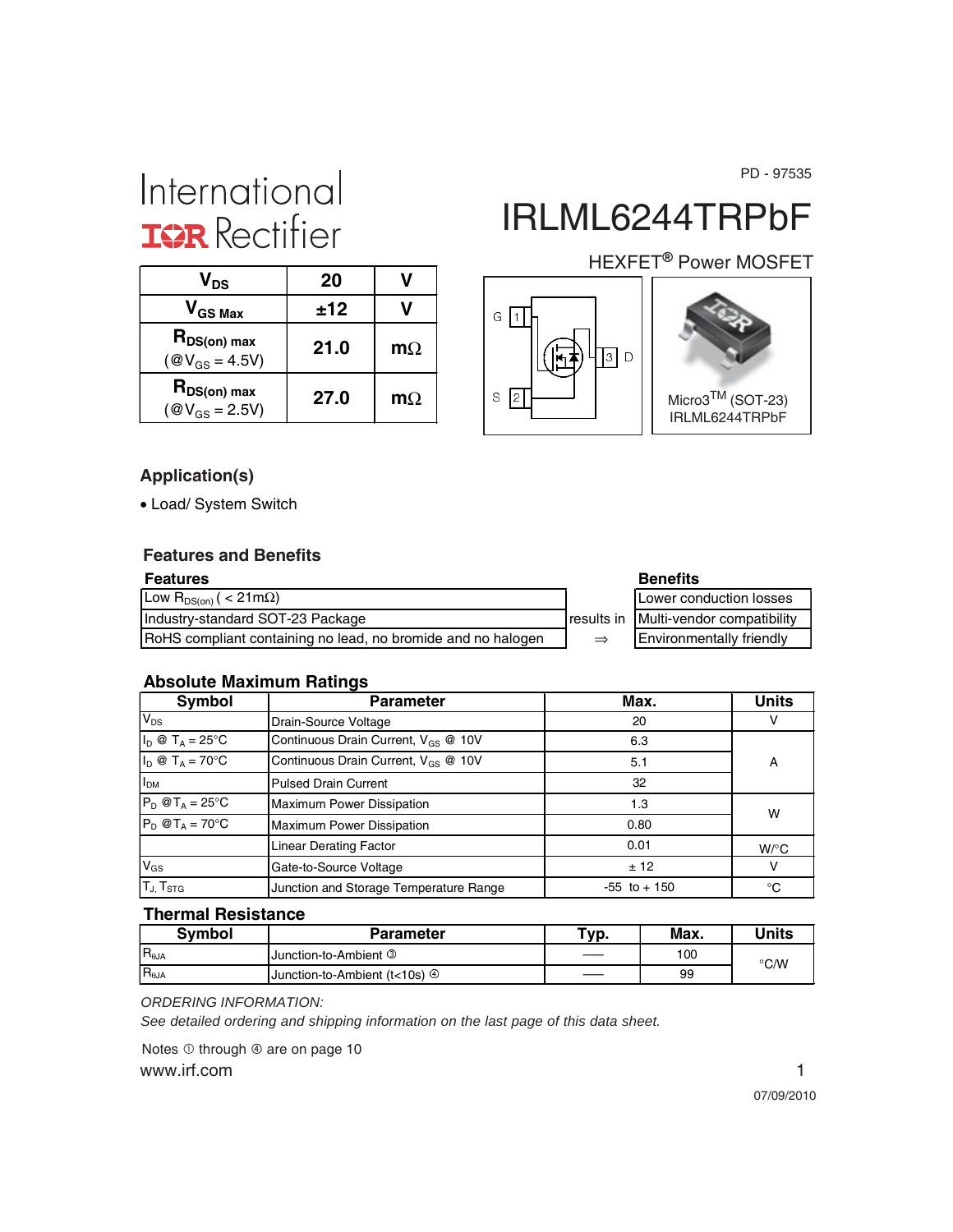PD - 97535

International
IOR Rectifier

# IRLML6244TRPbF

HEXFET® Power MOSFET

| | | |
|---|---|---|
| $V_{DS}$ | 20 | V |
| $V_{GS\ Max}$ | ±12 | V |
| $R_{DS(on)\ max}$ (@$V_{GS}$ = 4.5V) | 21.0 | mΩ |
| $R_{DS(on)\ max}$ (@$V_{GS}$ = 2.5V) | 27.0 | mΩ |

G 1, S 2, 3 D

Micro3™ (SOT-23)
IRLML6244TRPbF

## Application(s)

- Load/ System Switch

## Features and Benefits

| Features | | Benefits |
|---|---|---|
| Low $R_{DS(on)}$ ( < 21mΩ) | | Lower conduction losses |
| Industry-standard SOT-23 Package | results in | Multi-vendor compatibility |
| RoHS compliant containing no lead, no bromide and no halogen | ⇒ | Environmentally friendly |

## Absolute Maximum Ratings

| Symbol | Parameter | Max. | Units |
|---|---|---|---|
| $V_{DS}$ | Drain-Source Voltage | 20 | V |
| $I_D$ @ $T_A$ = 25°C | Continuous Drain Current, $V_{GS}$ @ 10V | 6.3 | A |
| $I_D$ @ $T_A$ = 70°C | Continuous Drain Current, $V_{GS}$ @ 10V | 5.1 | |
| $I_{DM}$ | Pulsed Drain Current | 32 | |
| $P_D$ @$T_A$ = 25°C | Maximum Power Dissipation | 1.3 | W |
| $P_D$ @$T_A$ = 70°C | Maximum Power Dissipation | 0.80 | |
| | Linear Derating Factor | 0.01 | W/°C |
| $V_{GS}$ | Gate-to-Source Voltage | ± 12 | V |
| $T_J$, $T_{STG}$ | Junction and Storage Temperature Range | -55 to + 150 | °C |

## Thermal Resistance

| Symbol | Parameter | Typ. | Max. | Units |
|---|---|---|---|---|
| $R_{\theta JA}$ | Junction-to-Ambient ③ | —— | 100 | °C/W |
| $R_{\theta JA}$ | Junction-to-Ambient (t<10s) ④ | —— | 99 | |

*ORDERING INFORMATION:*
*See detailed ordering and shipping information on the last page of this data sheet.*

Notes ① through ④ are on page 10

www.irf.com

07/09/2010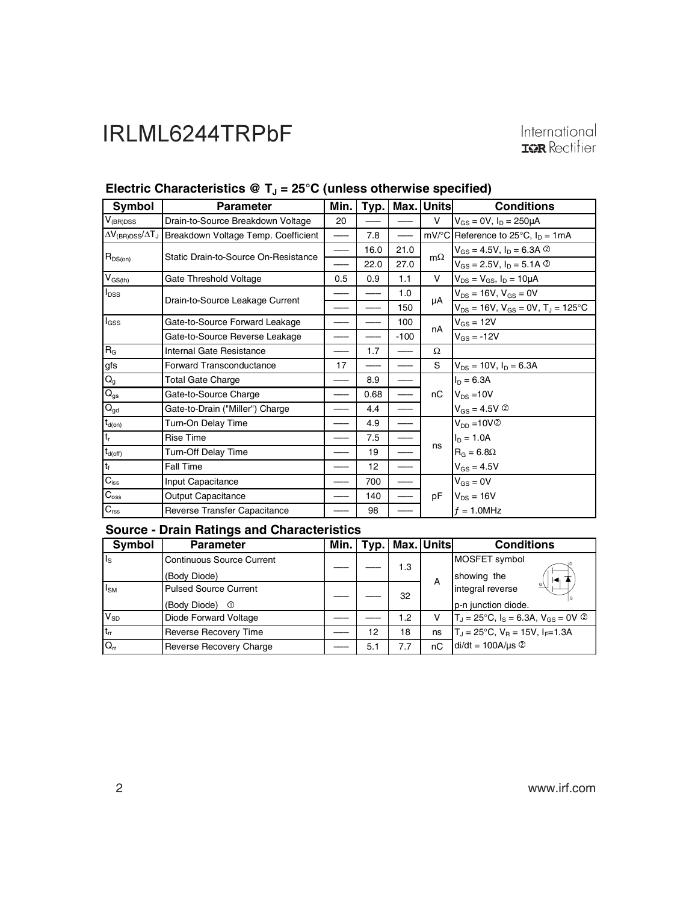## Electric Characteristics @ $T_J$ = 25°C (unless otherwise specified)

| Symbol | Parameter | Min. | Typ. | Max. | Units | Conditions |
|---|---|---|---|---|---|---|
| $V_{(BR)DSS}$ | Drain-to-Source Breakdown Voltage | 20 | —— | —— | V | $V_{GS}$ = 0V, $I_D$ = 250μA |
| $\Delta V_{(BR)DSS}/\Delta T_J$ | Breakdown Voltage Temp. Coefficient | —— | 7.8 | —— | mV/°C | Reference to 25°C, $I_D$ = 1mA |
| $R_{DS(on)}$ | Static Drain-to-Source On-Resistance | —— | 16.0 | 21.0 | mΩ | $V_{GS}$ = 4.5V, $I_D$ = 6.3A ② |
| | | —— | 22.0 | 27.0 | | $V_{GS}$ = 2.5V, $I_D$ = 5.1A ② |
| $V_{GS(th)}$ | Gate Threshold Voltage | 0.5 | 0.9 | 1.1 | V | $V_{DS}$ = $V_{GS}$, $I_D$ = 10μA |
| $I_{DSS}$ | Drain-to-Source Leakage Current | —— | —— | 1.0 | μA | $V_{DS}$ = 16V, $V_{GS}$ = 0V |
| | | —— | —— | 150 | | $V_{DS}$ = 16V, $V_{GS}$ = 0V, $T_J$ = 125°C |
| $I_{GSS}$ | Gate-to-Source Forward Leakage | —— | —— | 100 | nA | $V_{GS}$ = 12V |
| | Gate-to-Source Reverse Leakage | —— | —— | -100 | | $V_{GS}$ = -12V |
| $R_G$ | Internal Gate Resistance | —— | 1.7 | —— | Ω | |
| gfs | Forward Transconductance | 17 | —— | —— | S | $V_{DS}$ = 10V, $I_D$ = 6.3A |
| $Q_g$ | Total Gate Charge | —— | 8.9 | —— | nC | $I_D$ = 6.3A |
| $Q_{gs}$ | Gate-to-Source Charge | —— | 0.68 | —— | | $V_{DS}$ =10V |
| $Q_{gd}$ | Gate-to-Drain ("Miller") Charge | —— | 4.4 | —— | | $V_{GS}$ = 4.5V ② |
| $t_{d(on)}$ | Turn-On Delay Time | —— | 4.9 | —— | ns | $V_{DD}$ =10V② |
| $t_r$ | Rise Time | —— | 7.5 | —— | | $I_D$ = 1.0A |
| $t_{d(off)}$ | Turn-Off Delay Time | —— | 19 | —— | | $R_G$ = 6.8Ω |
| $t_f$ | Fall Time | —— | 12 | —— | | $V_{GS}$ = 4.5V |
| $C_{iss}$ | Input Capacitance | —— | 700 | —— | pF | $V_{GS}$ = 0V |
| $C_{oss}$ | Output Capacitance | —— | 140 | —— | | $V_{DS}$ = 16V |
| $C_{rss}$ | Reverse Transfer Capacitance | —— | 98 | —— | | ƒ = 1.0MHz |

## Source - Drain Ratings and Characteristics

| Symbol | Parameter | Min. | Typ. | Max. | Units | Conditions |
|---|---|---|---|---|---|---|
| $I_S$ | Continuous Source Current (Body Diode) | —— | —— | 1.3 | A | MOSFET symbol showing the integral reverse p-n junction diode. |
| $I_{SM}$ | Pulsed Source Current (Body Diode) ① | —— | —— | 32 | | |
| $V_{SD}$ | Diode Forward Voltage | —— | —— | 1.2 | V | $T_J$ = 25°C, $I_S$ = 6.3A, $V_{GS}$ = 0V ② |
| $t_{rr}$ | Reverse Recovery Time | —— | 12 | 18 | ns | $T_J$ = 25°C, $V_R$ = 15V, $I_F$=1.3A |
| $Q_{rr}$ | Reverse Recovery Charge | —— | 5.1 | 7.7 | nC | di/dt = 100A/μs ② |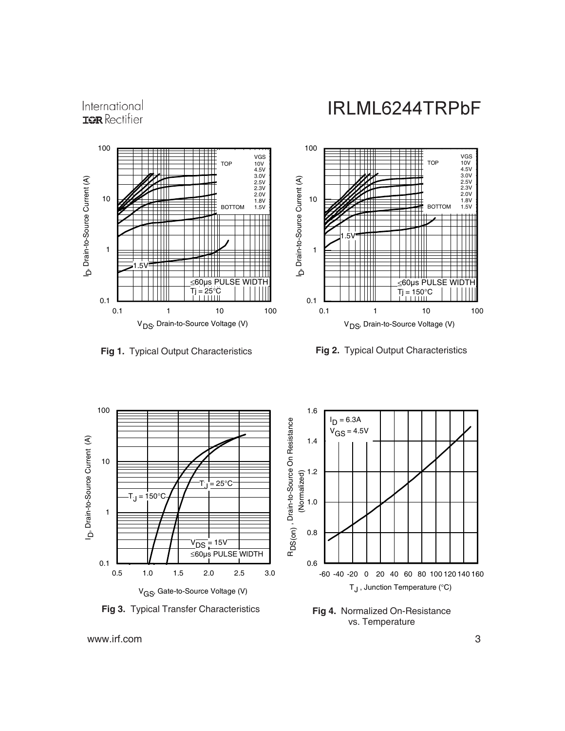Fig 1. Typical Output Characteristics

Fig 2. Typical Output Characteristics

Fig 3. Typical Transfer Characteristics

Fig 4. Normalized On-Resistance vs. Temperature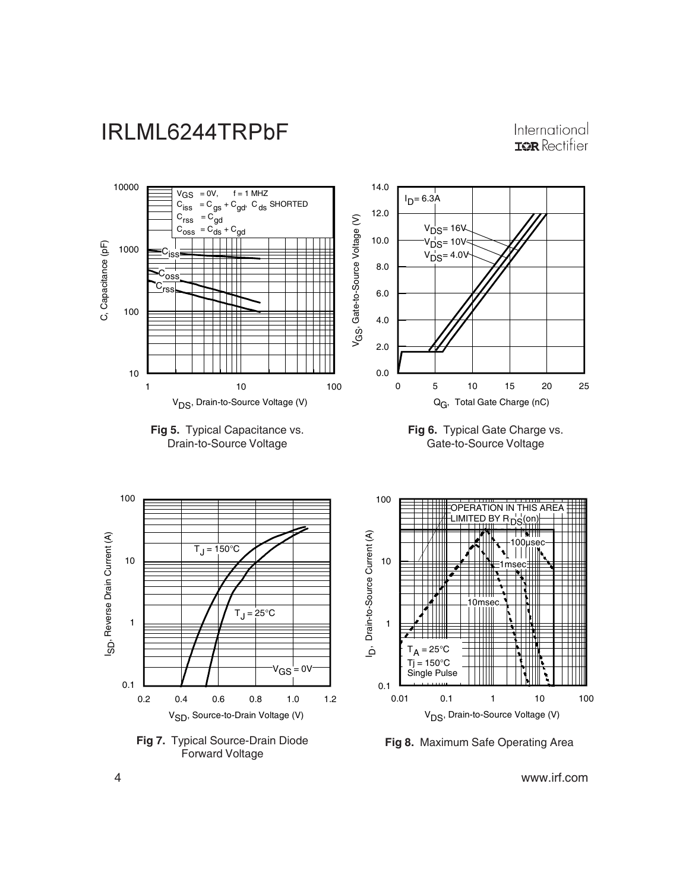**Fig 5.** Typical Capacitance vs. Drain-to-Source Voltage

**Fig 6.** Typical Gate Charge vs. Gate-to-Source Voltage

**Fig 7.** Typical Source-Drain Diode Forward Voltage

**Fig 8.** Maximum Safe Operating Area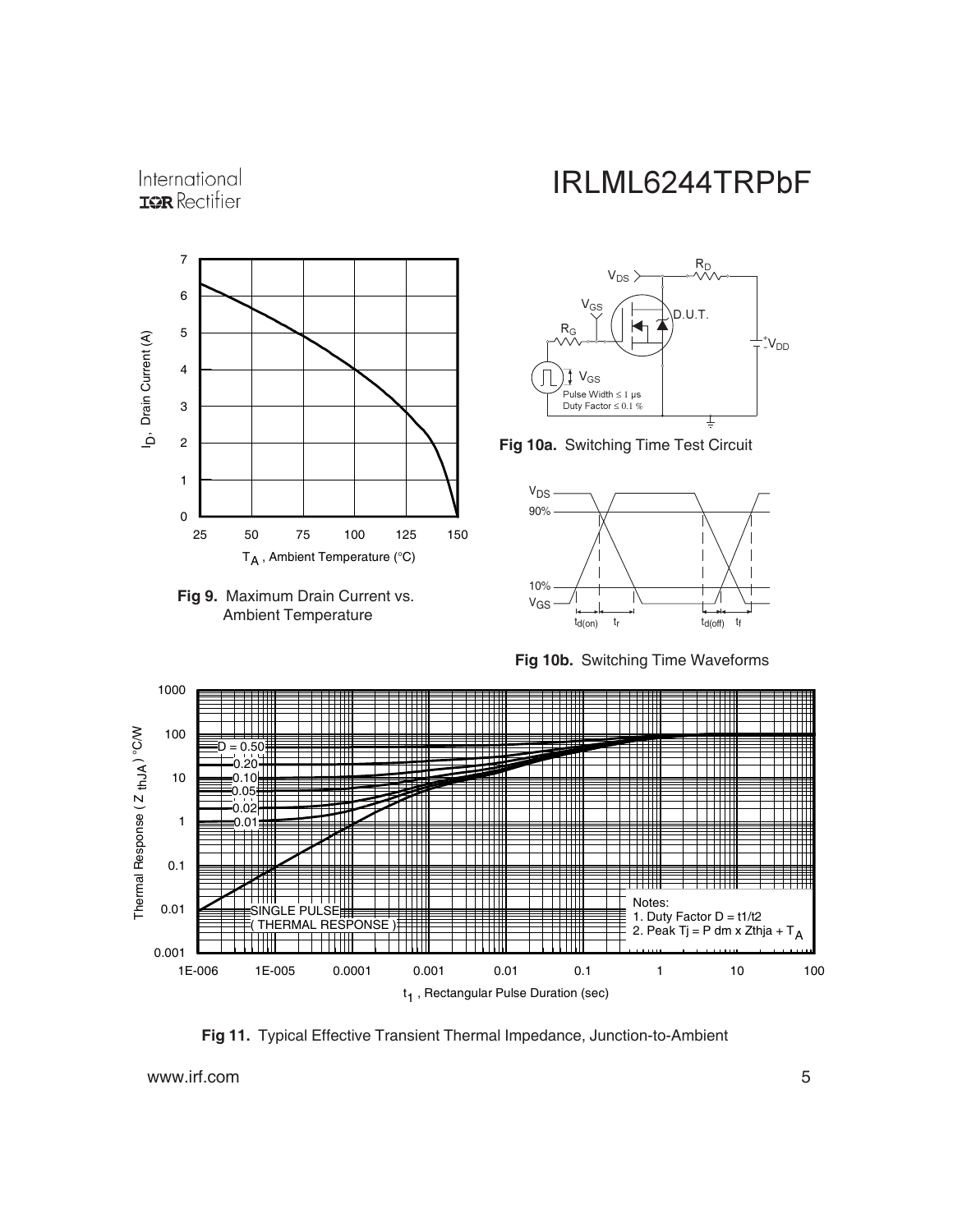**Fig 9.** Maximum Drain Current vs. Ambient Temperature

**Fig 10a.** Switching Time Test Circuit

**Fig 10b.** Switching Time Waveforms

**Fig 11.** Typical Effective Transient Thermal Impedance, Junction-to-Ambient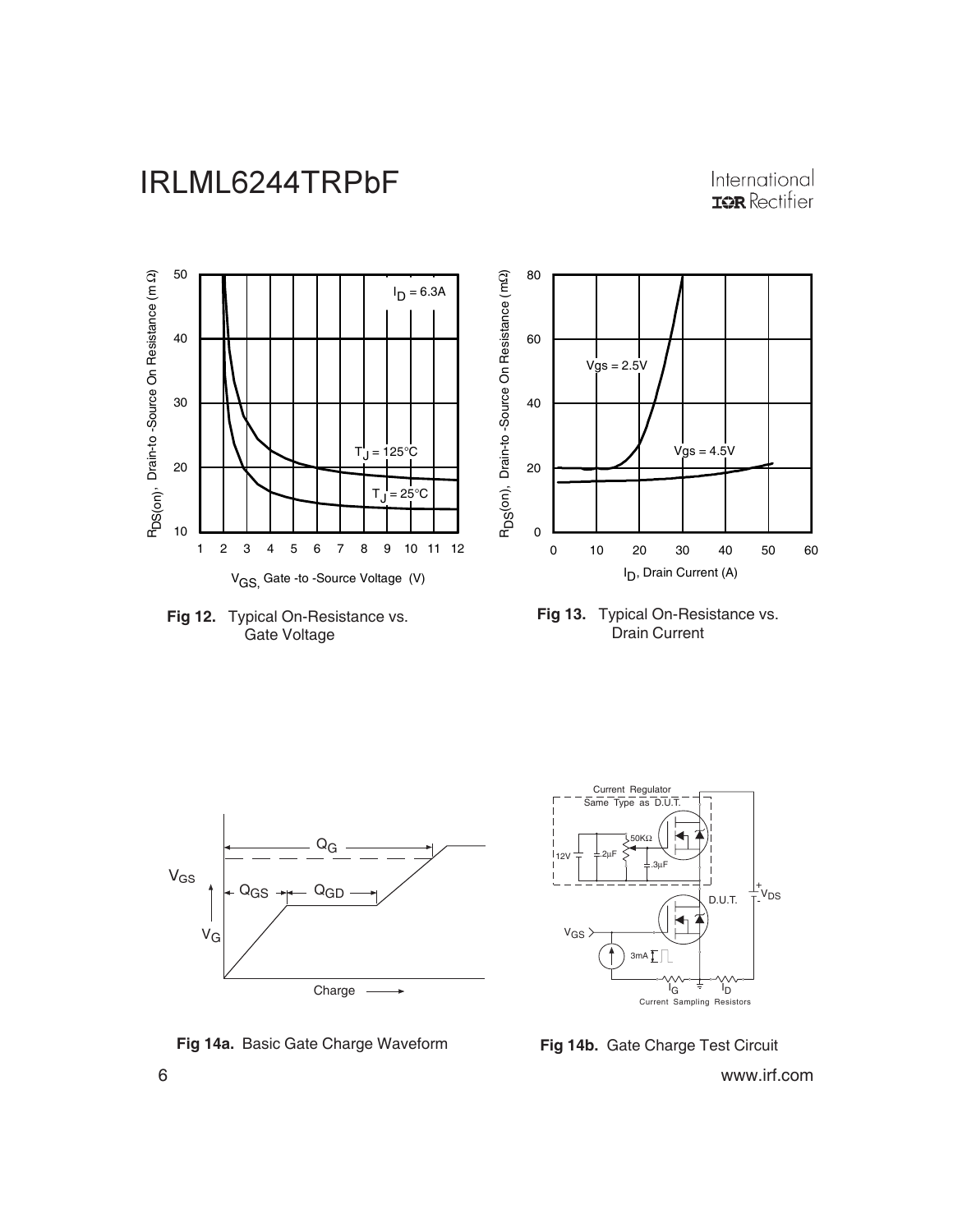**Fig 12.** Typical On-Resistance vs. Gate Voltage

**Fig 13.** Typical On-Resistance vs. Drain Current

**Fig 14a.** Basic Gate Charge Waveform

**Fig 14b.** Gate Charge Test Circuit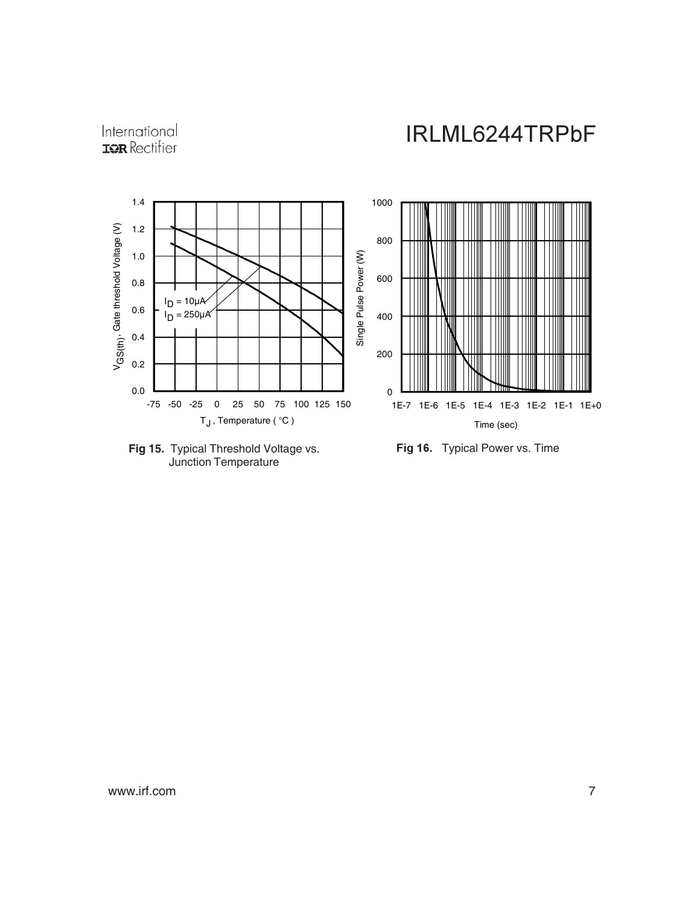Fig 15. Typical Threshold Voltage vs. Junction Temperature

Fig 16. Typical Power vs. Time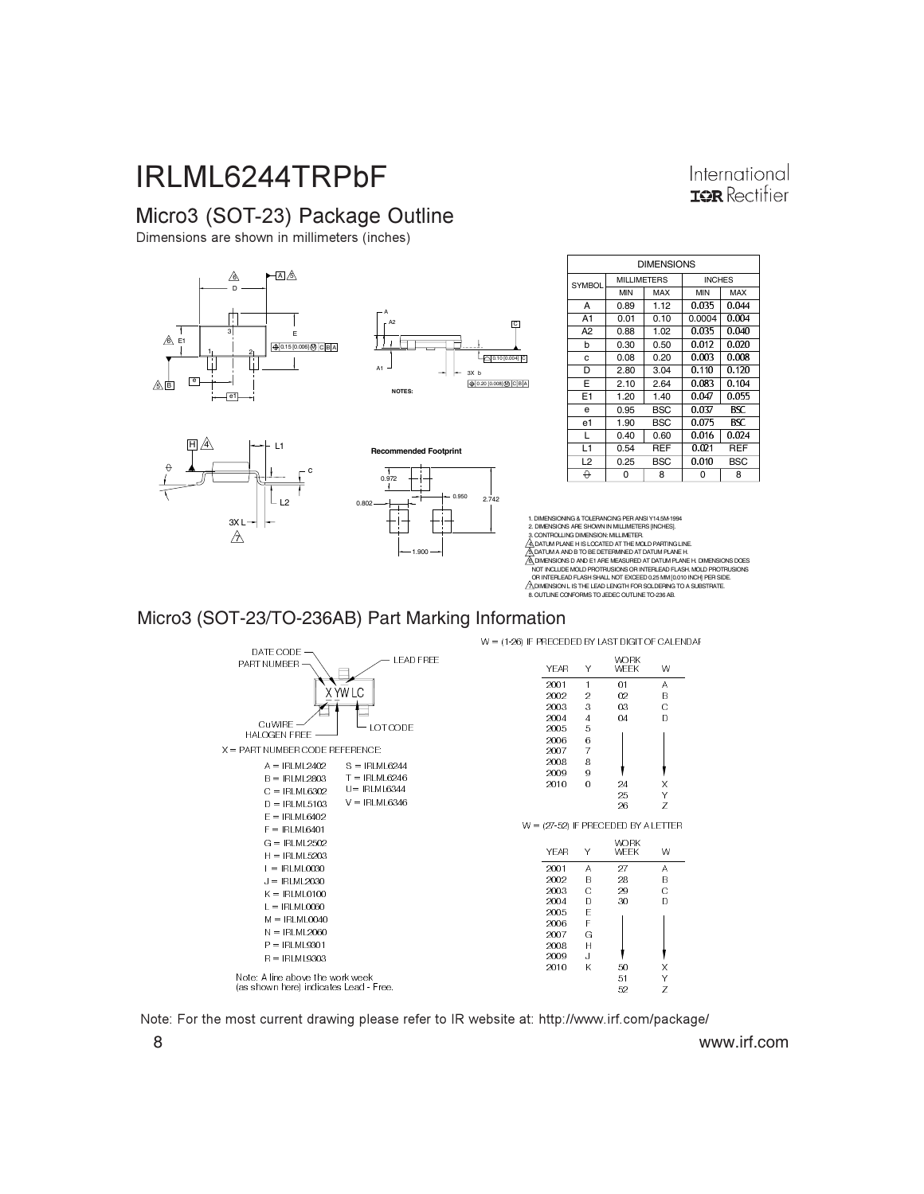# IRLML6244TRPbF

## Micro3 (SOT-23) Package Outline

Dimensions are shown in millimeters (inches)

| SYMBOL | MILLIMETERS | | INCHES | |
|---|---|---|---|---|
| | MIN | MAX | MIN | MAX |
| A | 0.89 | 1.12 | 0.035 | 0.044 |
| A1 | 0.01 | 0.10 | 0.0004 | 0.004 |
| A2 | 0.88 | 1.02 | 0.035 | 0.040 |
| b | 0.30 | 0.50 | 0.012 | 0.020 |
| c | 0.08 | 0.20 | 0.003 | 0.008 |
| D | 2.80 | 3.04 | 0.110 | 0.120 |
| E | 2.10 | 2.64 | 0.083 | 0.104 |
| E1 | 1.20 | 1.40 | 0.047 | 0.055 |
| e | 0.95 | BSC | 0.037 | BSC |
| e1 | 1.90 | BSC | 0.075 | BSC |
| L | 0.40 | 0.60 | 0.016 | 0.024 |
| L1 | 0.54 | REF | 0.021 | REF |
| L2 | 0.25 | BSC | 0.010 | BSC |
| θ | 0 | 8 | 0 | 8 |

Recommended Footprint: 0.972, 0.950, 0.802, 2.742, 1.900

NOTES:

1. DIMENSIONING & TOLERANCING PER ANSI Y14.5M-1994
2. DIMENSIONS ARE SHOWN IN MILLIMETERS [INCHES].
3. CONTROLLING DIMENSION: MILLIMETER.
4. DATUM PLANE H IS LOCATED AT THE MOLD PARTING LINE.
5. DATUM A AND B TO BE DETERMINED AT DATUM PLANE H.
6. DIMENSIONS D AND E1 ARE MEASURED AT DATUM PLANE H. DIMENSIONS DOES NOT INCLUDE MOLD PROTRUSIONS OR INTERLEAD FLASH. MOLD PROTRUSIONS OR INTERLEAD FLASH SHALL NOT EXCEED 0.25 MM [0.010 INCH] PER SIDE.
7. DIMENSION L IS THE LEAD LENGTH FOR SOLDERING TO A SUBSTRATE.
8. OUTLINE CONFORMS TO JEDEC OUTLINE TO-236 AB.

## Micro3 (SOT-23/TO-236AB) Part Marking Information

X YWLC — DATE CODE, PART NUMBER, LEAD FREE, CuWIRE HALOGEN FREE, LOT CODE

X = PART NUMBER CODE REFERENCE:

- A = IRLML2402
- B = IRLML2803
- C = IRLML6302
- D = IRLML5103
- E = IRLML6402
- F = IRLML6401
- G = IRLML2502
- H = IRLML5203
- I = IRLML0030
- J = IRLML2030
- K = IRLML0100
- L = IRLML0060
- M = IRLML0040
- N = IRLML2060
- P = IRLML9301
- R = IRLML9303
- S = IRLML6244
- T = IRLML6246
- U = IRLML6344
- V = IRLML6346

Note: A line above the work week (as shown here) indicates Lead - Free.

W = (1-26) IF PRECEDED BY LAST DIGIT OF CALENDAR

| YEAR | Y | WORK WEEK | W |
|---|---|---|---|
| 2001 | 1 | 01 | A |
| 2002 | 2 | 02 | B |
| 2003 | 3 | 03 | C |
| 2004 | 4 | 04 | D |
| 2005 | 5 | | |
| 2006 | 6 | | |
| 2007 | 7 | | |
| 2008 | 8 | | |
| 2009 | 9 | | |
| 2010 | 0 | 24 | X |
| | | 25 | Y |
| | | 26 | Z |

W = (27-52) IF PRECEDED BY A LETTER

| YEAR | Y | WORK WEEK | W |
|---|---|---|---|
| 2001 | A | 27 | A |
| 2002 | B | 28 | B |
| 2003 | C | 29 | C |
| 2004 | D | 30 | D |
| 2005 | E | | |
| 2006 | F | | |
| 2007 | G | | |
| 2008 | H | | |
| 2009 | J | | |
| 2010 | K | 50 | X |
| | | 51 | Y |
| | | 52 | Z |

Note: For the most current drawing please refer to IR website at: http://www.irf.com/package/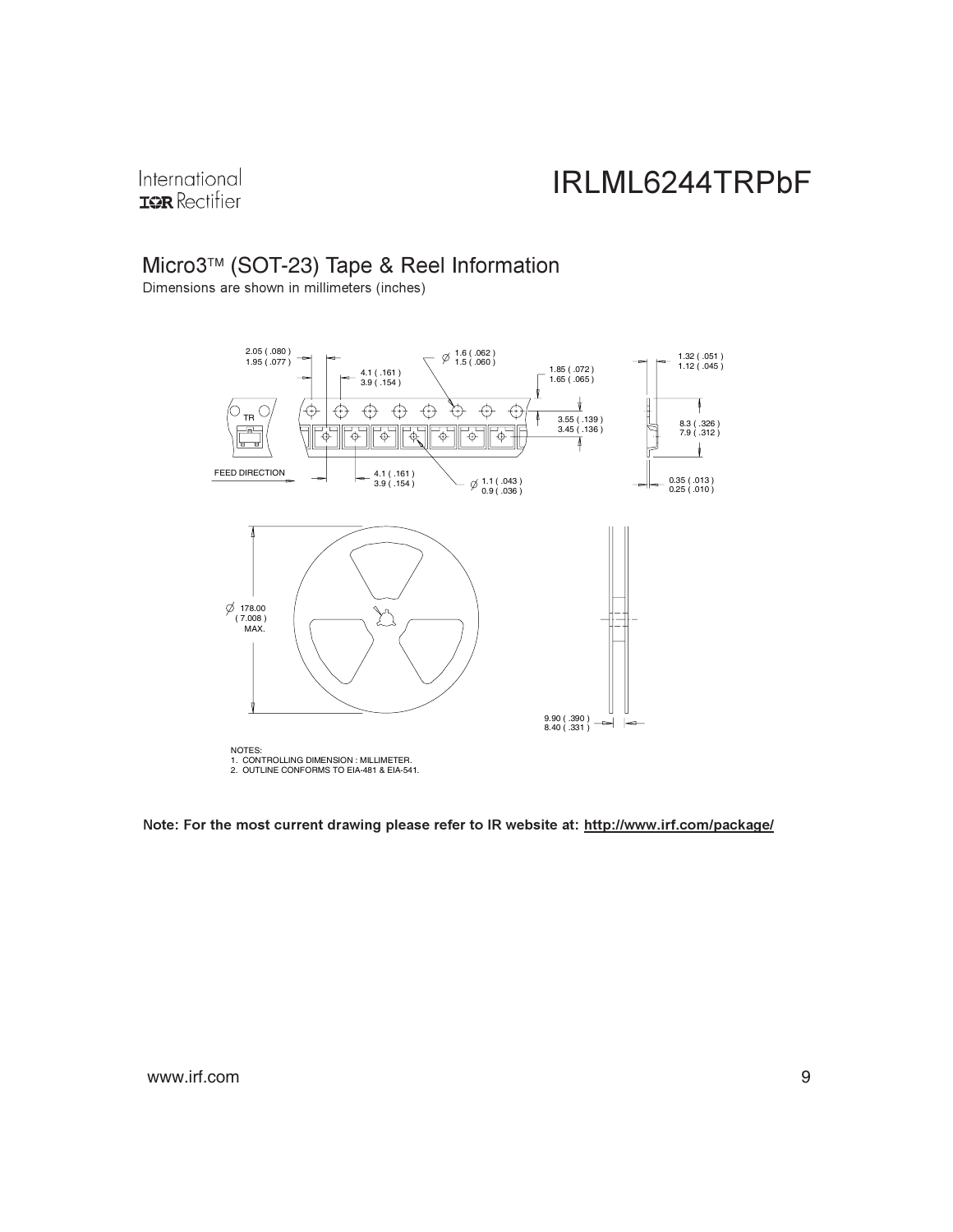## Micro3™ (SOT-23) Tape & Reel Information

Dimensions are shown in millimeters (inches)

2.05 ( .080 )
1.95 ( .077 )

4.1 ( .161 )
3.9 ( .154 )

Ø 1.6 ( .062 )
1.5 ( .060 )

1.85 ( .072 )
1.65 ( .065 )

1.32 ( .051 )
1.12 ( .045 )

TR

3.55 ( .139 )
3.45 ( .136 )

8.3 ( .326 )
7.9 ( .312 )

FEED DIRECTION

4.1 ( .161 )
3.9 ( .154 )

Ø 1.1 ( .043 )
0.9 ( .036 )

0.35 ( .013 )
0.25 ( .010 )

Ø 178.00
( 7.008 )
MAX.

9.90 ( .390 )
8.40 ( .331 )

NOTES:
1. CONTROLLING DIMENSION : MILLIMETER.
2. OUTLINE CONFORMS TO EIA-481 & EIA-541.

**Note: For the most current drawing please refer to IR website at: http://www.irf.com/package/**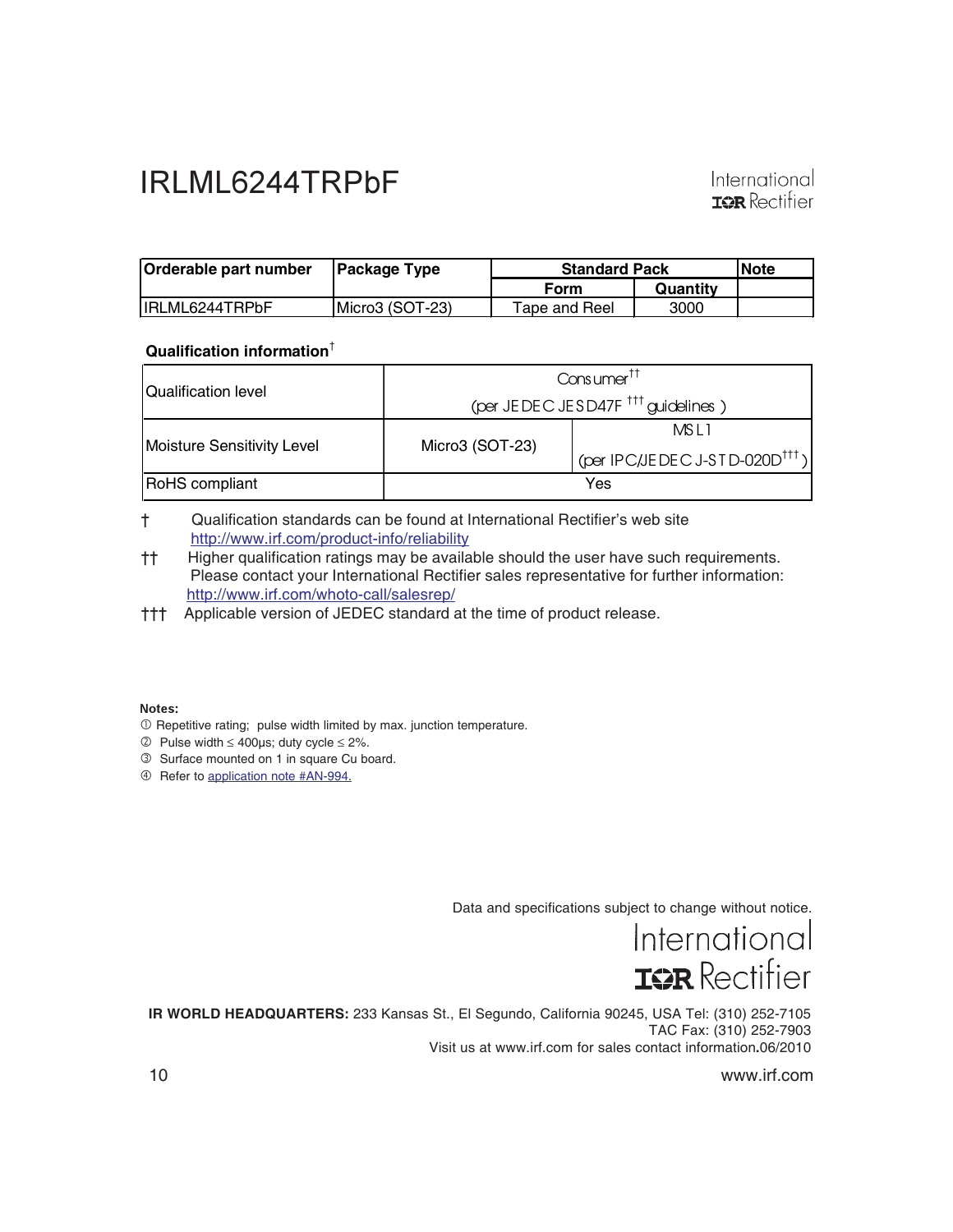| Orderable part number | Package Type | Standard Pack | | Note |
|---|---|---|---|---|
| | | Form | Quantity | |
| IRLML6244TRPbF | Micro3 (SOT-23) | Tape and Reel | 3000 | |

**Qualification information**†

| | | |
|---|---|---|
| Qualification level | Consumer†† (per JEDEC JESD47F ††† guidelines ) | |
| Moisture Sensitivity Level | Micro3 (SOT-23) | MSL1 (per IPC/JEDEC J-STD-020D†††) |
| RoHS compliant | Yes | |

† Qualification standards can be found at International Rectifier's web site http://www.irf.com/product-info/reliability

†† Higher qualification ratings may be available should the user have such requirements. Please contact your International Rectifier sales representative for further information: http://www.irf.com/whoto-call/salesrep/

††† Applicable version of JEDEC standard at the time of product release.

**Notes:**

① Repetitive rating; pulse width limited by max. junction temperature.

② Pulse width ≤ 400µs; duty cycle ≤ 2%.

③ Surface mounted on 1 in square Cu board.

④ Refer to application note #AN-994.

Data and specifications subject to change without notice.

International IOR Rectifier

**IR WORLD HEADQUARTERS:** 233 Kansas St., El Segundo, California 90245, USA Tel: (310) 252-7105
TAC Fax: (310) 252-7903
Visit us at www.irf.com for sales contact information.06/2010